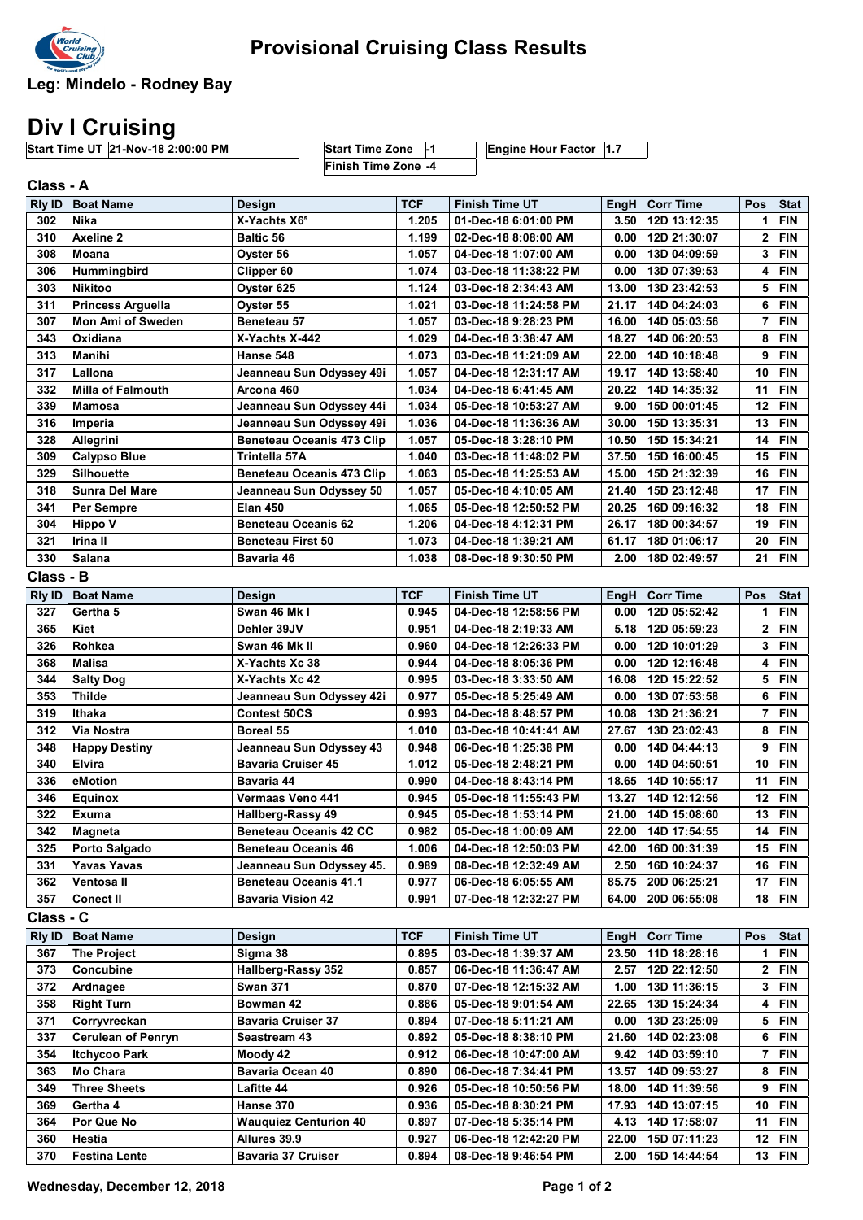# Provisional Cruising Class Results

## Leg: Mindelo - Rodney Bay

# Div I Cruising

| Start Time UT | 21-Nov-18 2:00:00 PM |
|---|---|

| Start Time Zone | -1 |
|---|---|
| Finish Time Zone | -4 |

| Engine Hour Factor | 1.7 |
|---|---|

### Class - A

| Rly ID | Boat Name | Design | TCF | Finish Time UT | EngH | Corr Time | Pos | Stat |
|---|---|---|---|---|---|---|---|---|
| 302 | Nika | X-Yachts X6⁵ | 1.205 | 01-Dec-18 6:01:00 PM | 3.50 | 12D 13:12:35 | 1 | FIN |
| 310 | Axeline 2 | Baltic 56 | 1.199 | 02-Dec-18 8:08:00 AM | 0.00 | 12D 21:30:07 | 2 | FIN |
| 308 | Moana | Oyster 56 | 1.057 | 04-Dec-18 1:07:00 AM | 0.00 | 13D 04:09:59 | 3 | FIN |
| 306 | Hummingbird | Clipper 60 | 1.074 | 03-Dec-18 11:38:22 PM | 0.00 | 13D 07:39:53 | 4 | FIN |
| 303 | Nikitoo | Oyster 625 | 1.124 | 03-Dec-18 2:34:43 AM | 13.00 | 13D 23:42:53 | 5 | FIN |
| 311 | Princess Arguella | Oyster 55 | 1.021 | 03-Dec-18 11:24:58 PM | 21.17 | 14D 04:24:03 | 6 | FIN |
| 307 | Mon Ami of Sweden | Beneteau 57 | 1.057 | 03-Dec-18 9:28:23 PM | 16.00 | 14D 05:03:56 | 7 | FIN |
| 343 | Oxidiana | X-Yachts X-442 | 1.029 | 04-Dec-18 3:38:47 AM | 18.27 | 14D 06:20:53 | 8 | FIN |
| 313 | Manihi | Hanse 548 | 1.073 | 03-Dec-18 11:21:09 AM | 22.00 | 14D 10:18:48 | 9 | FIN |
| 317 | Lallona | Jeanneau Sun Odyssey 49i | 1.057 | 04-Dec-18 12:31:17 AM | 19.17 | 14D 13:58:40 | 10 | FIN |
| 332 | Milla of Falmouth | Arcona 460 | 1.034 | 04-Dec-18 6:41:45 AM | 20.22 | 14D 14:35:32 | 11 | FIN |
| 339 | Mamosa | Jeanneau Sun Odyssey 44i | 1.034 | 05-Dec-18 10:53:27 AM | 9.00 | 15D 00:01:45 | 12 | FIN |
| 316 | Imperia | Jeanneau Sun Odyssey 49i | 1.036 | 04-Dec-18 11:36:36 AM | 30.00 | 15D 13:35:31 | 13 | FIN |
| 328 | Allegrini | Beneteau Oceanis 473 Clip | 1.057 | 05-Dec-18 3:28:10 PM | 10.50 | 15D 15:34:21 | 14 | FIN |
| 309 | Calypso Blue | Trintella 57A | 1.040 | 03-Dec-18 11:48:02 PM | 37.50 | 15D 16:00:45 | 15 | FIN |
| 329 | Silhouette | Beneteau Oceanis 473 Clip | 1.063 | 05-Dec-18 11:25:53 AM | 15.00 | 15D 21:32:39 | 16 | FIN |
| 318 | Sunra Del Mare | Jeanneau Sun Odyssey 50 | 1.057 | 05-Dec-18 4:10:05 AM | 21.40 | 15D 23:12:48 | 17 | FIN |
| 341 | Per Sempre | Elan 450 | 1.065 | 05-Dec-18 12:50:52 PM | 20.25 | 16D 09:16:32 | 18 | FIN |
| 304 | Hippo V | Beneteau Oceanis 62 | 1.206 | 04-Dec-18 4:12:31 PM | 26.17 | 18D 00:34:57 | 19 | FIN |
| 321 | Irina II | Beneteau First 50 | 1.073 | 04-Dec-18 1:39:21 AM | 61.17 | 18D 01:06:17 | 20 | FIN |
| 330 | Salana | Bavaria 46 | 1.038 | 08-Dec-18 9:30:50 PM | 2.00 | 18D 02:49:57 | 21 | FIN |

### Class - B

| Rly ID | Boat Name | Design | TCF | Finish Time UT | EngH | Corr Time | Pos | Stat |
|---|---|---|---|---|---|---|---|---|
| 327 | Gertha 5 | Swan 46 Mk I | 0.945 | 04-Dec-18 12:58:56 PM | 0.00 | 12D 05:52:42 | 1 | FIN |
| 365 | Kiet | Dehler 39JV | 0.951 | 04-Dec-18 2:19:33 AM | 5.18 | 12D 05:59:23 | 2 | FIN |
| 326 | Rohkea | Swan 46 Mk II | 0.960 | 04-Dec-18 12:26:33 PM | 0.00 | 12D 10:01:29 | 3 | FIN |
| 368 | Malisa | X-Yachts Xc 38 | 0.944 | 04-Dec-18 8:05:36 PM | 0.00 | 12D 12:16:48 | 4 | FIN |
| 344 | Salty Dog | X-Yachts Xc 42 | 0.995 | 03-Dec-18 3:33:50 AM | 16.08 | 12D 15:22:52 | 5 | FIN |
| 353 | Thilde | Jeanneau Sun Odyssey 42i | 0.977 | 05-Dec-18 5:25:49 AM | 0.00 | 13D 07:53:58 | 6 | FIN |
| 319 | Ithaka | Contest 50CS | 0.993 | 04-Dec-18 8:48:57 PM | 10.08 | 13D 21:36:21 | 7 | FIN |
| 312 | Via Nostra | Boreal 55 | 1.010 | 03-Dec-18 10:41:41 AM | 27.67 | 13D 23:02:43 | 8 | FIN |
| 348 | Happy Destiny | Jeanneau Sun Odyssey 43 | 0.948 | 06-Dec-18 1:25:38 PM | 0.00 | 14D 04:44:13 | 9 | FIN |
| 340 | Elvira | Bavaria Cruiser 45 | 1.012 | 05-Dec-18 2:48:21 PM | 0.00 | 14D 04:50:51 | 10 | FIN |
| 336 | eMotion | Bavaria 44 | 0.990 | 04-Dec-18 8:43:14 PM | 18.65 | 14D 10:55:17 | 11 | FIN |
| 346 | Equinox | Vermaas Veno 441 | 0.945 | 05-Dec-18 11:55:43 PM | 13.27 | 14D 12:12:56 | 12 | FIN |
| 322 | Exuma | Hallberg-Rassy 49 | 0.945 | 05-Dec-18 1:53:14 PM | 21.00 | 14D 15:08:60 | 13 | FIN |
| 342 | Magneta | Beneteau Oceanis 42 CC | 0.982 | 05-Dec-18 1:00:09 AM | 22.00 | 14D 17:54:55 | 14 | FIN |
| 325 | Porto Salgado | Beneteau Oceanis 46 | 1.006 | 04-Dec-18 12:50:03 PM | 42.00 | 16D 00:31:39 | 15 | FIN |
| 331 | Yavas Yavas | Jeanneau Sun Odyssey 45. | 0.989 | 08-Dec-18 12:32:49 AM | 2.50 | 16D 10:24:37 | 16 | FIN |
| 362 | Ventosa II | Beneteau Oceanis 41.1 | 0.977 | 06-Dec-18 6:05:55 AM | 85.75 | 20D 06:25:21 | 17 | FIN |
| 357 | Conect II | Bavaria Vision 42 | 0.991 | 07-Dec-18 12:32:27 PM | 64.00 | 20D 06:55:08 | 18 | FIN |

### Class - C

| Rly ID | Boat Name | Design | TCF | Finish Time UT | EngH | Corr Time | Pos | Stat |
|---|---|---|---|---|---|---|---|---|
| 367 | The Project | Sigma 38 | 0.895 | 03-Dec-18 1:39:37 AM | 23.50 | 11D 18:28:16 | 1 | FIN |
| 373 | Concubine | Hallberg-Rassy 352 | 0.857 | 06-Dec-18 11:36:47 AM | 2.57 | 12D 22:12:50 | 2 | FIN |
| 372 | Ardnagee | Swan 371 | 0.870 | 07-Dec-18 12:15:32 AM | 1.00 | 13D 11:36:15 | 3 | FIN |
| 358 | Right Turn | Bowman 42 | 0.886 | 05-Dec-18 9:01:54 AM | 22.65 | 13D 15:24:34 | 4 | FIN |
| 371 | Corryvreckan | Bavaria Cruiser 37 | 0.894 | 07-Dec-18 5:11:21 AM | 0.00 | 13D 23:25:09 | 5 | FIN |
| 337 | Cerulean of Penryn | Seastream 43 | 0.892 | 05-Dec-18 8:38:10 PM | 21.60 | 14D 02:23:08 | 6 | FIN |
| 354 | Itchycoo Park | Moody 42 | 0.912 | 06-Dec-18 10:47:00 AM | 9.42 | 14D 03:59:10 | 7 | FIN |
| 363 | Mo Chara | Bavaria Ocean 40 | 0.890 | 06-Dec-18 7:34:41 PM | 13.57 | 14D 09:53:27 | 8 | FIN |
| 349 | Three Sheets | Lafitte 44 | 0.926 | 05-Dec-18 10:50:56 PM | 18.00 | 14D 11:39:56 | 9 | FIN |
| 369 | Gertha 4 | Hanse 370 | 0.936 | 05-Dec-18 8:30:21 PM | 17.93 | 14D 13:07:15 | 10 | FIN |
| 364 | Por Que No | Wauquiez Centurion 40 | 0.897 | 07-Dec-18 5:35:14 PM | 4.13 | 14D 17:58:07 | 11 | FIN |
| 360 | Hestia | Allures 39.9 | 0.927 | 06-Dec-18 12:42:20 PM | 22.00 | 15D 07:11:23 | 12 | FIN |
| 370 | Festina Lente | Bavaria 37 Cruiser | 0.894 | 08-Dec-18 9:46:54 PM | 2.00 | 15D 14:44:54 | 13 | FIN |

Wednesday, December 12, 2018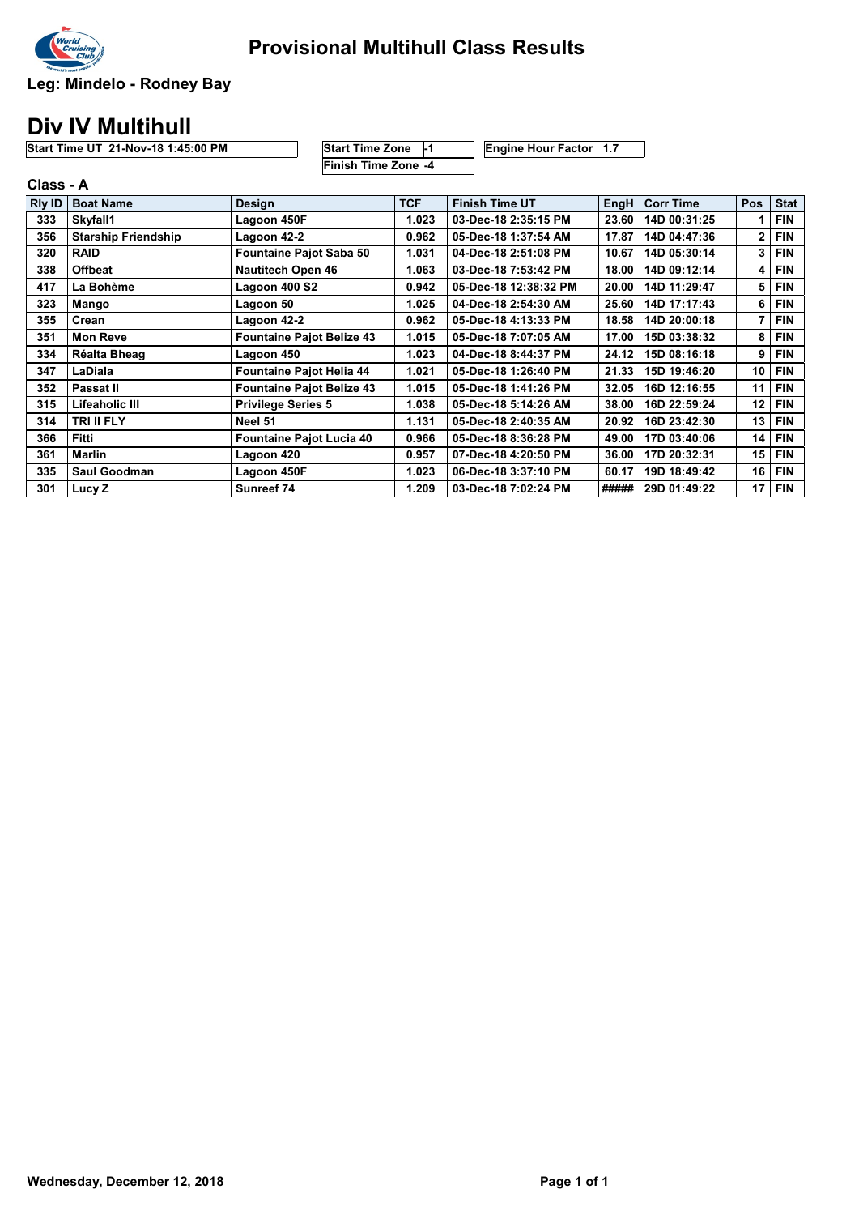# Provisional Multihull Class Results

## Leg: Mindelo - Rodney Bay

# Div IV Multihull

| Start Time UT | 21-Nov-18 1:45:00 PM |
|---|---|

| Start Time Zone | -1 |
|---|---|
| Finish Time Zone | -4 |

| Engine Hour Factor | 1.7 |
|---|---|

### Class - A

| Rly ID | Boat Name | Design | TCF | Finish Time UT | EngH | Corr Time | Pos | Stat |
|---|---|---|---|---|---|---|---|---|
| 333 | Skyfall1 | Lagoon 450F | 1.023 | 03-Dec-18 2:35:15 PM | 23.60 | 14D 00:31:25 | 1 | FIN |
| 356 | Starship Friendship | Lagoon 42-2 | 0.962 | 05-Dec-18 1:37:54 AM | 17.87 | 14D 04:47:36 | 2 | FIN |
| 320 | RAID | Fountaine Pajot Saba 50 | 1.031 | 04-Dec-18 2:51:08 PM | 10.67 | 14D 05:30:14 | 3 | FIN |
| 338 | Offbeat | Nautitech Open 46 | 1.063 | 03-Dec-18 7:53:42 PM | 18.00 | 14D 09:12:14 | 4 | FIN |
| 417 | La Bohème | Lagoon 400 S2 | 0.942 | 05-Dec-18 12:38:32 PM | 20.00 | 14D 11:29:47 | 5 | FIN |
| 323 | Mango | Lagoon 50 | 1.025 | 04-Dec-18 2:54:30 AM | 25.60 | 14D 17:17:43 | 6 | FIN |
| 355 | Crean | Lagoon 42-2 | 0.962 | 05-Dec-18 4:13:33 PM | 18.58 | 14D 20:00:18 | 7 | FIN |
| 351 | Mon Reve | Fountaine Pajot Belize 43 | 1.015 | 05-Dec-18 7:07:05 AM | 17.00 | 15D 03:38:32 | 8 | FIN |
| 334 | Réalta Bheag | Lagoon 450 | 1.023 | 04-Dec-18 8:44:37 PM | 24.12 | 15D 08:16:18 | 9 | FIN |
| 347 | LaDiala | Fountaine Pajot Helia 44 | 1.021 | 05-Dec-18 1:26:40 PM | 21.33 | 15D 19:46:20 | 10 | FIN |
| 352 | Passat II | Fountaine Pajot Belize 43 | 1.015 | 05-Dec-18 1:41:26 PM | 32.05 | 16D 12:16:55 | 11 | FIN |
| 315 | Lifeaholic III | Privilege Series 5 | 1.038 | 05-Dec-18 5:14:26 AM | 38.00 | 16D 22:59:24 | 12 | FIN |
| 314 | TRI II FLY | Neel 51 | 1.131 | 05-Dec-18 2:40:35 AM | 20.92 | 16D 23:42:30 | 13 | FIN |
| 366 | Fitti | Fountaine Pajot Lucia 40 | 0.966 | 05-Dec-18 8:36:28 PM | 49.00 | 17D 03:40:06 | 14 | FIN |
| 361 | Marlin | Lagoon 420 | 0.957 | 07-Dec-18 4:20:50 PM | 36.00 | 17D 20:32:31 | 15 | FIN |
| 335 | Saul Goodman | Lagoon 450F | 1.023 | 06-Dec-18 3:37:10 PM | 60.17 | 19D 18:49:42 | 16 | FIN |
| 301 | Lucy Z | Sunreef 74 | 1.209 | 03-Dec-18 7:02:24 PM | ##### | 29D 01:49:22 | 17 | FIN |

Wednesday, December 12, 2018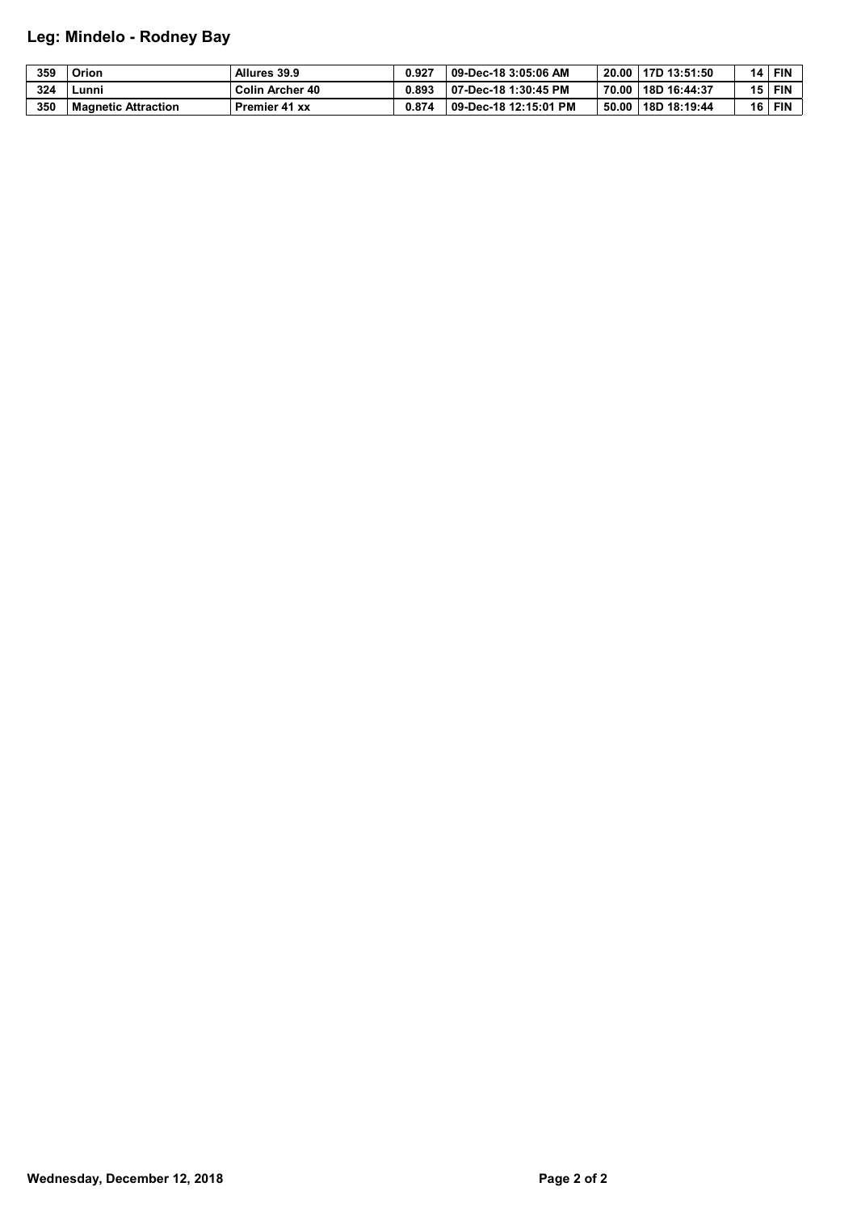## Leg: Mindelo - Rodney Bay

| | | | | | | | | |
|---|---|---|---|---|---|---|---|---|
| 359 | Orion | Allures 39.9 | 0.927 | 09-Dec-18 3:05:06 AM | 20.00 | 17D 13:51:50 | 14 | FIN |
| 324 | Lunni | Colin Archer 40 | 0.893 | 07-Dec-18 1:30:45 PM | 70.00 | 18D 16:44:37 | 15 | FIN |
| 350 | Magnetic Attraction | Premier 41 xx | 0.874 | 09-Dec-18 12:15:01 PM | 50.00 | 18D 18:19:44 | 16 | FIN |

**Wednesday, December 12, 2018**